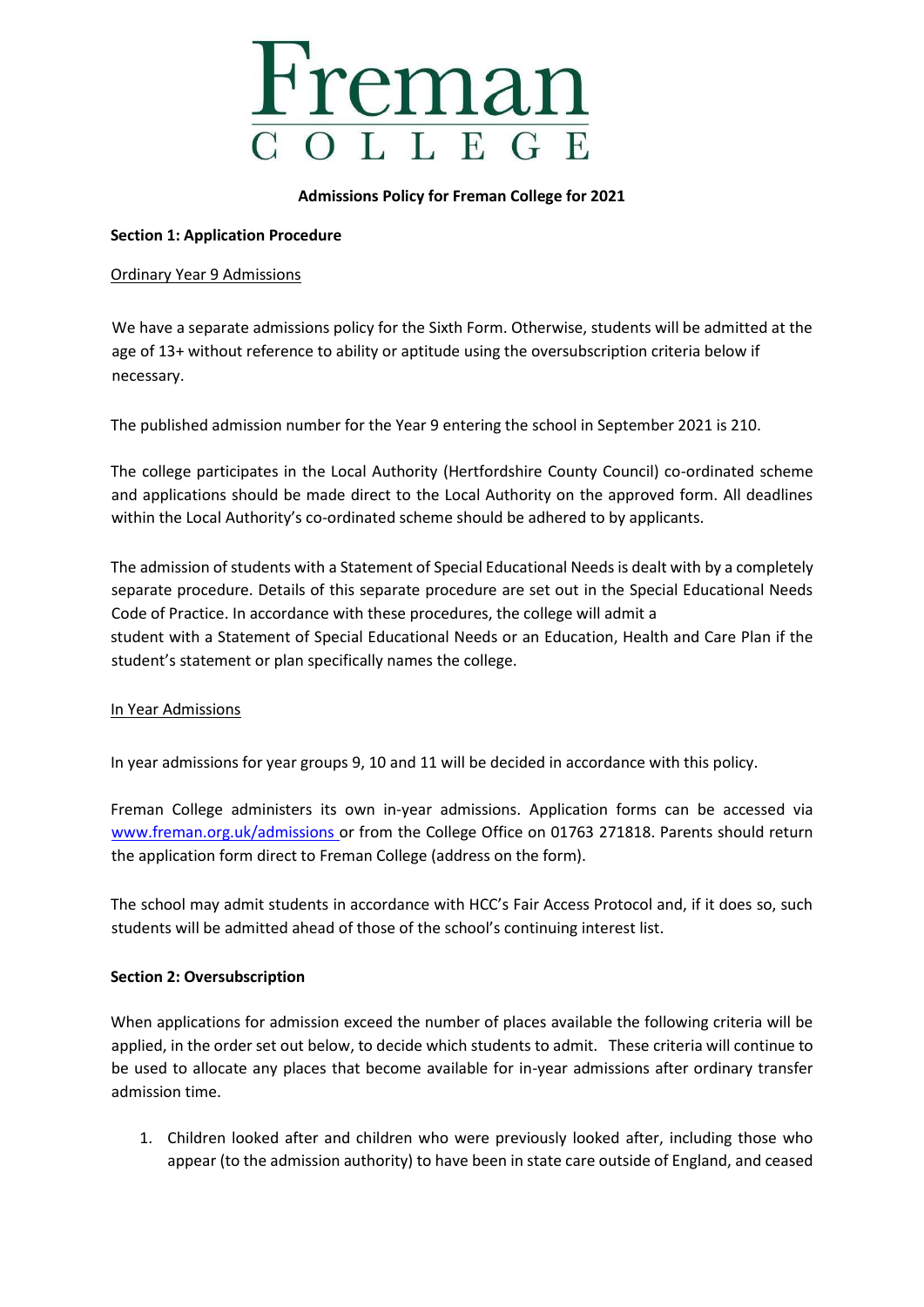# Freman College

**Admissions Policy for Freman College for 2021**

## Section 1: Application Procedure

Ordinary Year 9 Admissions

We have a separate admissions policy for the Sixth Form. Otherwise, students will be admitted at the age of 13+ without reference to ability or aptitude using the oversubscription criteria below if necessary.

The published admission number for the Year 9 entering the school in September 2021 is 210.

The college participates in the Local Authority (Hertfordshire County Council) co-ordinated scheme and applications should be made direct to the Local Authority on the approved form. All deadlines within the Local Authority's co-ordinated scheme should be adhered to by applicants.

The admission of students with a Statement of Special Educational Needs is dealt with by a completely separate procedure. Details of this separate procedure are set out in the Special Educational Needs Code of Practice. In accordance with these procedures, the college will admit a student with a Statement of Special Educational Needs or an Education, Health and Care Plan if the student's statement or plan specifically names the college.

In Year Admissions

In year admissions for year groups 9, 10 and 11 will be decided in accordance with this policy.

Freman College administers its own in-year admissions. Application forms can be accessed via www.freman.org.uk/admissions or from the College Office on 01763 271818. Parents should return the application form direct to Freman College (address on the form).

The school may admit students in accordance with HCC's Fair Access Protocol and, if it does so, such students will be admitted ahead of those of the school's continuing interest list.

## Section 2: Oversubscription

When applications for admission exceed the number of places available the following criteria will be applied, in the order set out below, to decide which students to admit. These criteria will continue to be used to allocate any places that become available for in-year admissions after ordinary transfer admission time.

1. Children looked after and children who were previously looked after, including those who appear (to the admission authority) to have been in state care outside of England, and ceased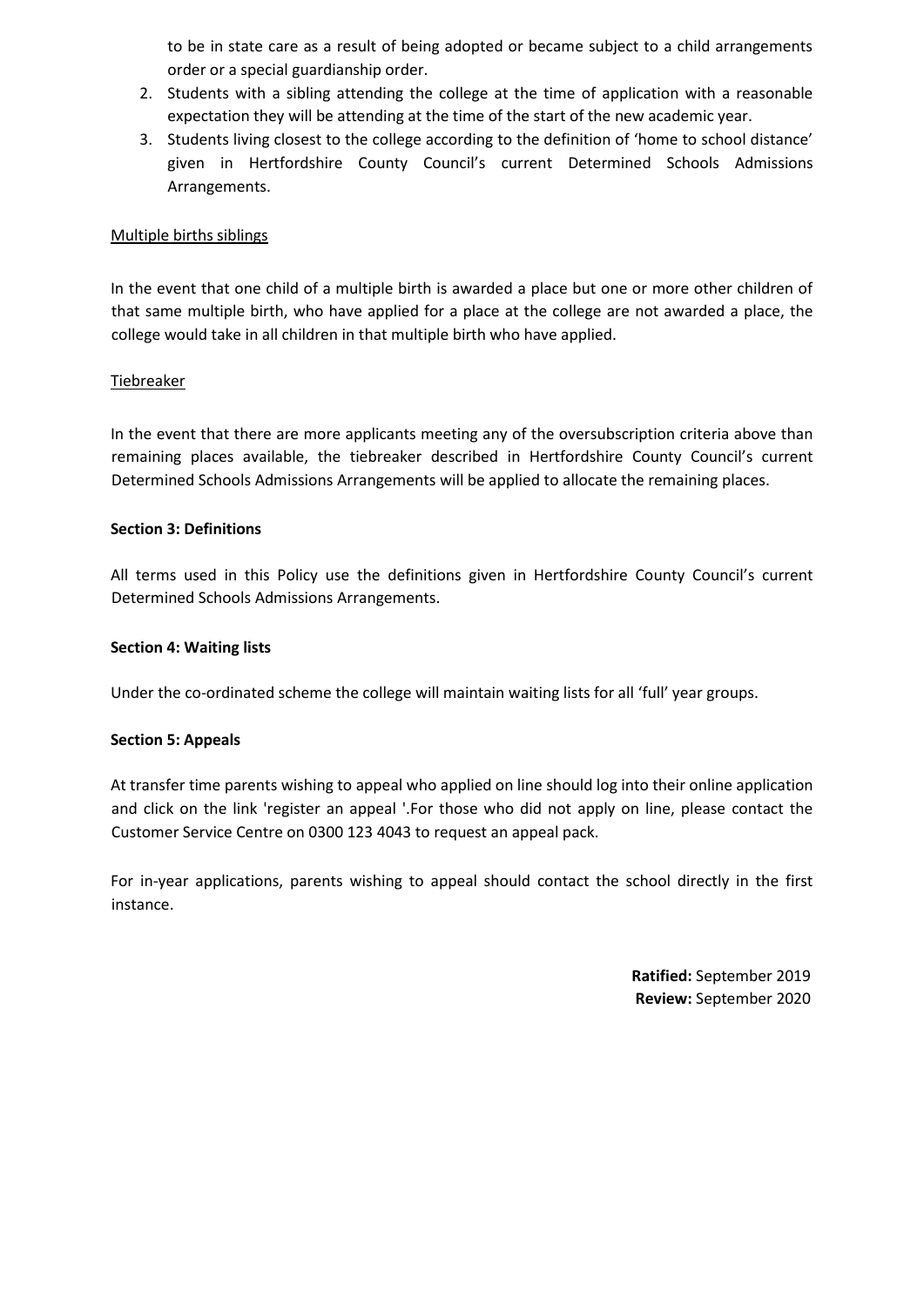to be in state care as a result of being adopted or became subject to a child arrangements order or a special guardianship order.

2. Students with a sibling attending the college at the time of application with a reasonable expectation they will be attending at the time of the start of the new academic year.
3. Students living closest to the college according to the definition of 'home to school distance' given in Hertfordshire County Council's current Determined Schools Admissions Arrangements.

Multiple births siblings

In the event that one child of a multiple birth is awarded a place but one or more other children of that same multiple birth, who have applied for a place at the college are not awarded a place, the college would take in all children in that multiple birth who have applied.

Tiebreaker

In the event that there are more applicants meeting any of the oversubscription criteria above than remaining places available, the tiebreaker described in Hertfordshire County Council's current Determined Schools Admissions Arrangements will be applied to allocate the remaining places.

**Section 3: Definitions**

All terms used in this Policy use the definitions given in Hertfordshire County Council's current Determined Schools Admissions Arrangements.

**Section 4: Waiting lists**

Under the co-ordinated scheme the college will maintain waiting lists for all 'full' year groups.

**Section 5: Appeals**

At transfer time parents wishing to appeal who applied on line should log into their online application and click on the link 'register an appeal '.For those who did not apply on line, please contact the Customer Service Centre on 0300 123 4043 to request an appeal pack.

For in-year applications, parents wishing to appeal should contact the school directly in the first instance.

**Ratified:** September 2019
**Review:** September 2020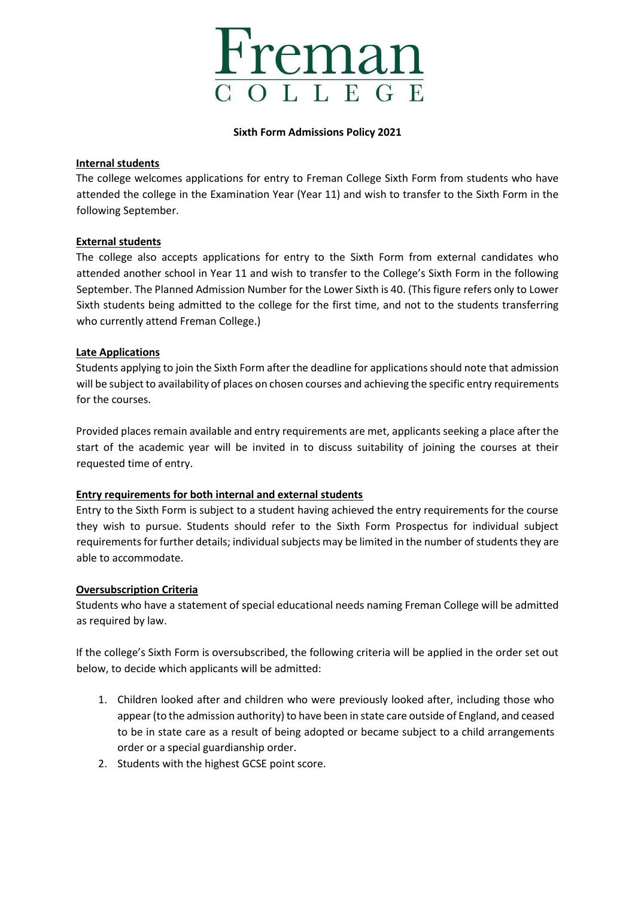# Freman College

**Sixth Form Admissions Policy 2021**

**Internal students**

The college welcomes applications for entry to Freman College Sixth Form from students who have attended the college in the Examination Year (Year 11) and wish to transfer to the Sixth Form in the following September.

**External students**

The college also accepts applications for entry to the Sixth Form from external candidates who attended another school in Year 11 and wish to transfer to the College's Sixth Form in the following September. The Planned Admission Number for the Lower Sixth is 40. (This figure refers only to Lower Sixth students being admitted to the college for the first time, and not to the students transferring who currently attend Freman College.)

**Late Applications**

Students applying to join the Sixth Form after the deadline for applications should note that admission will be subject to availability of places on chosen courses and achieving the specific entry requirements for the courses.

Provided places remain available and entry requirements are met, applicants seeking a place after the start of the academic year will be invited in to discuss suitability of joining the courses at their requested time of entry.

**Entry requirements for both internal and external students**

Entry to the Sixth Form is subject to a student having achieved the entry requirements for the course they wish to pursue. Students should refer to the Sixth Form Prospectus for individual subject requirements for further details; individual subjects may be limited in the number of students they are able to accommodate.

**Oversubscription Criteria**

Students who have a statement of special educational needs naming Freman College will be admitted as required by law.

If the college's Sixth Form is oversubscribed, the following criteria will be applied in the order set out below, to decide which applicants will be admitted:

1. Children looked after and children who were previously looked after, including those who appear (to the admission authority) to have been in state care outside of England, and ceased to be in state care as a result of being adopted or became subject to a child arrangements order or a special guardianship order.
2. Students with the highest GCSE point score.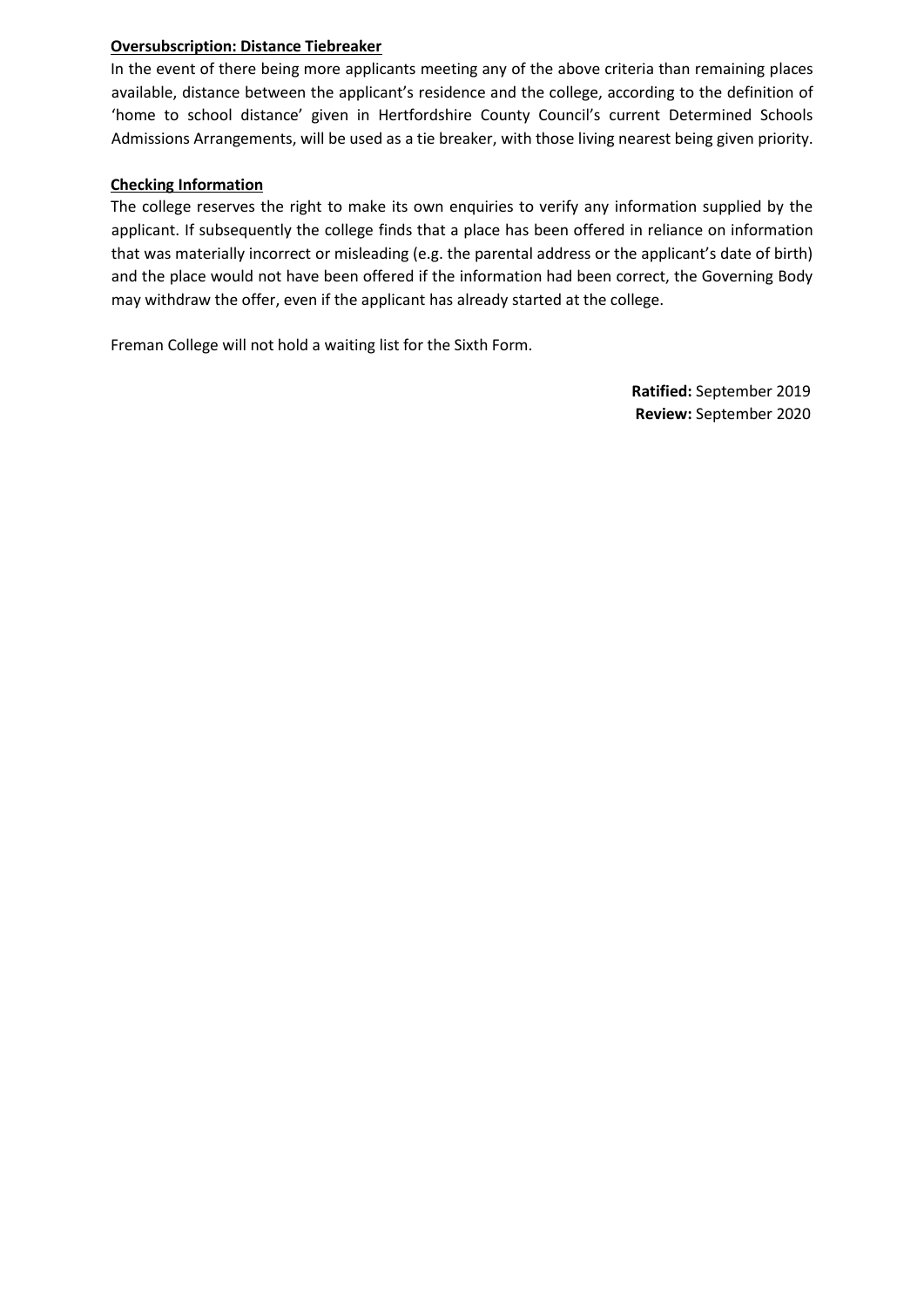**Oversubscription: Distance Tiebreaker**

In the event of there being more applicants meeting any of the above criteria than remaining places available, distance between the applicant's residence and the college, according to the definition of 'home to school distance' given in Hertfordshire County Council's current Determined Schools Admissions Arrangements, will be used as a tie breaker, with those living nearest being given priority.

**Checking Information**

The college reserves the right to make its own enquiries to verify any information supplied by the applicant. If subsequently the college finds that a place has been offered in reliance on information that was materially incorrect or misleading (e.g. the parental address or the applicant's date of birth) and the place would not have been offered if the information had been correct, the Governing Body may withdraw the offer, even if the applicant has already started at the college.

Freman College will not hold a waiting list for the Sixth Form.

**Ratified:** September 2019
**Review:** September 2020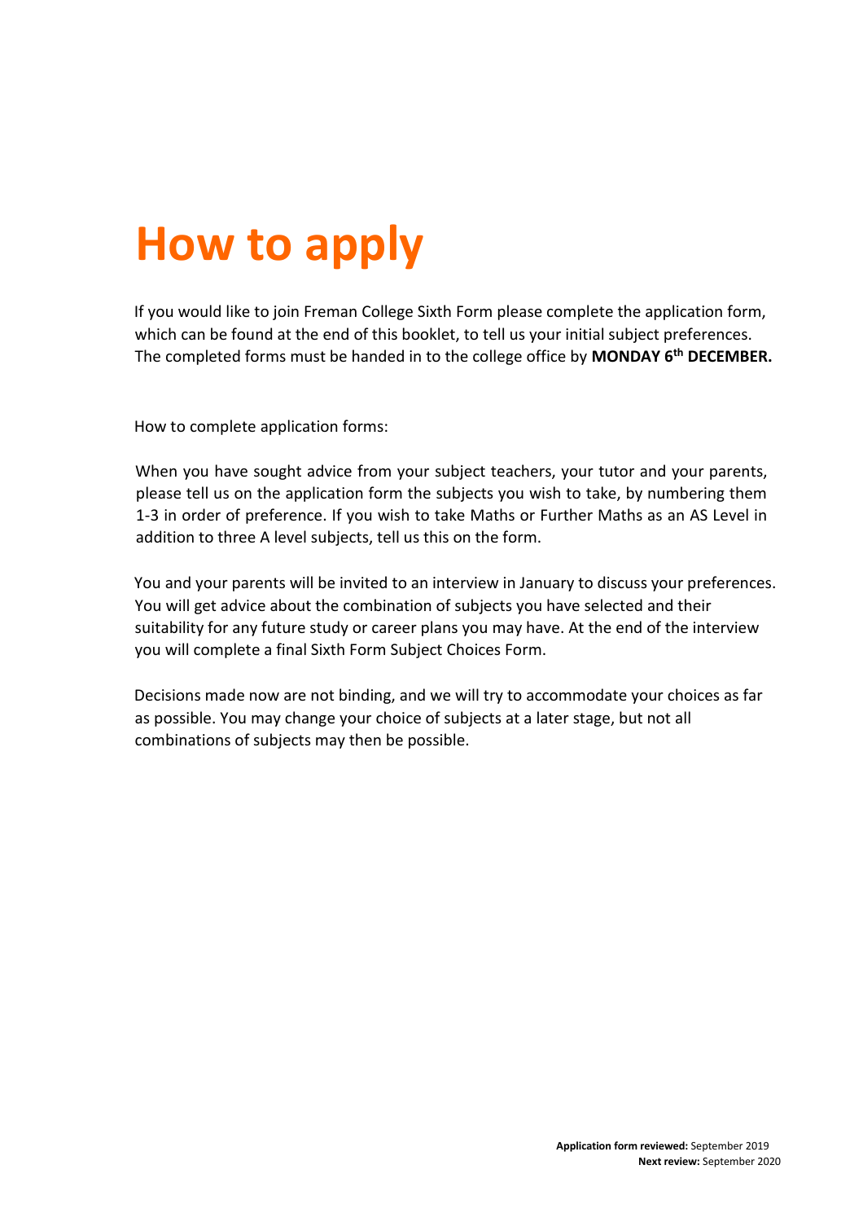# How to apply

If you would like to join Freman College Sixth Form please complete the application form, which can be found at the end of this booklet, to tell us your initial subject preferences. The completed forms must be handed in to the college office by **MONDAY 6th DECEMBER.**

How to complete application forms:

When you have sought advice from your subject teachers, your tutor and your parents, please tell us on the application form the subjects you wish to take, by numbering them 1-3 in order of preference. If you wish to take Maths or Further Maths as an AS Level in addition to three A level subjects, tell us this on the form.

You and your parents will be invited to an interview in January to discuss your preferences. You will get advice about the combination of subjects you have selected and their suitability for any future study or career plans you may have. At the end of the interview you will complete a final Sixth Form Subject Choices Form.

Decisions made now are not binding, and we will try to accommodate your choices as far as possible. You may change your choice of subjects at a later stage, but not all combinations of subjects may then be possible.

**Application form reviewed:** September 2019
**Next review:** September 2020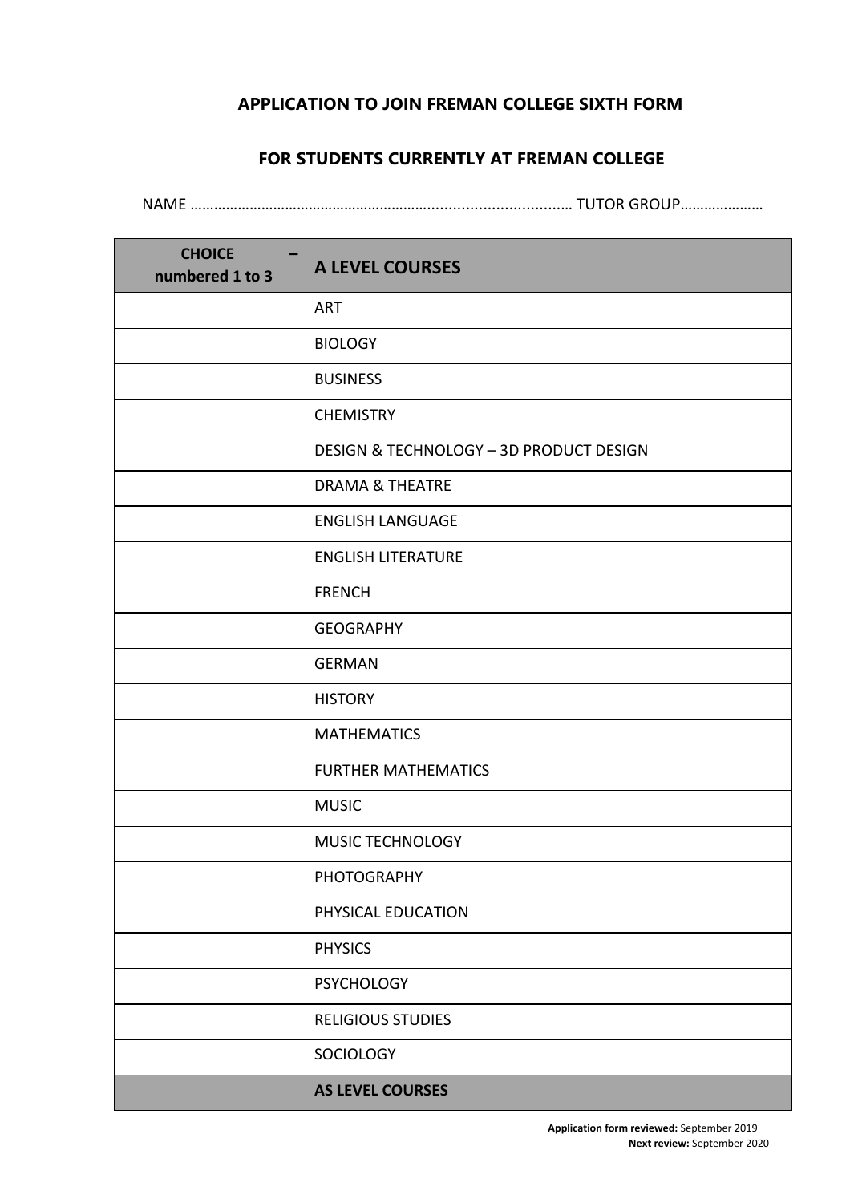## APPLICATION TO JOIN FREMAN COLLEGE SIXTH FORM

## FOR STUDENTS CURRENTLY AT FREMAN COLLEGE

NAME ……………………………………………………............................… TUTOR GROUP…………………

| CHOICE – numbered 1 to 3 | A LEVEL COURSES |
|---|---|
| | ART |
| | BIOLOGY |
| | BUSINESS |
| | CHEMISTRY |
| | DESIGN & TECHNOLOGY – 3D PRODUCT DESIGN |
| | DRAMA & THEATRE |
| | ENGLISH LANGUAGE |
| | ENGLISH LITERATURE |
| | FRENCH |
| | GEOGRAPHY |
| | GERMAN |
| | HISTORY |
| | MATHEMATICS |
| | FURTHER MATHEMATICS |
| | MUSIC |
| | MUSIC TECHNOLOGY |
| | PHOTOGRAPHY |
| | PHYSICAL EDUCATION |
| | PHYSICS |
| | PSYCHOLOGY |
| | RELIGIOUS STUDIES |
| | SOCIOLOGY |
| | **AS LEVEL COURSES** |

**Application form reviewed:** September 2019
**Next review:** September 2020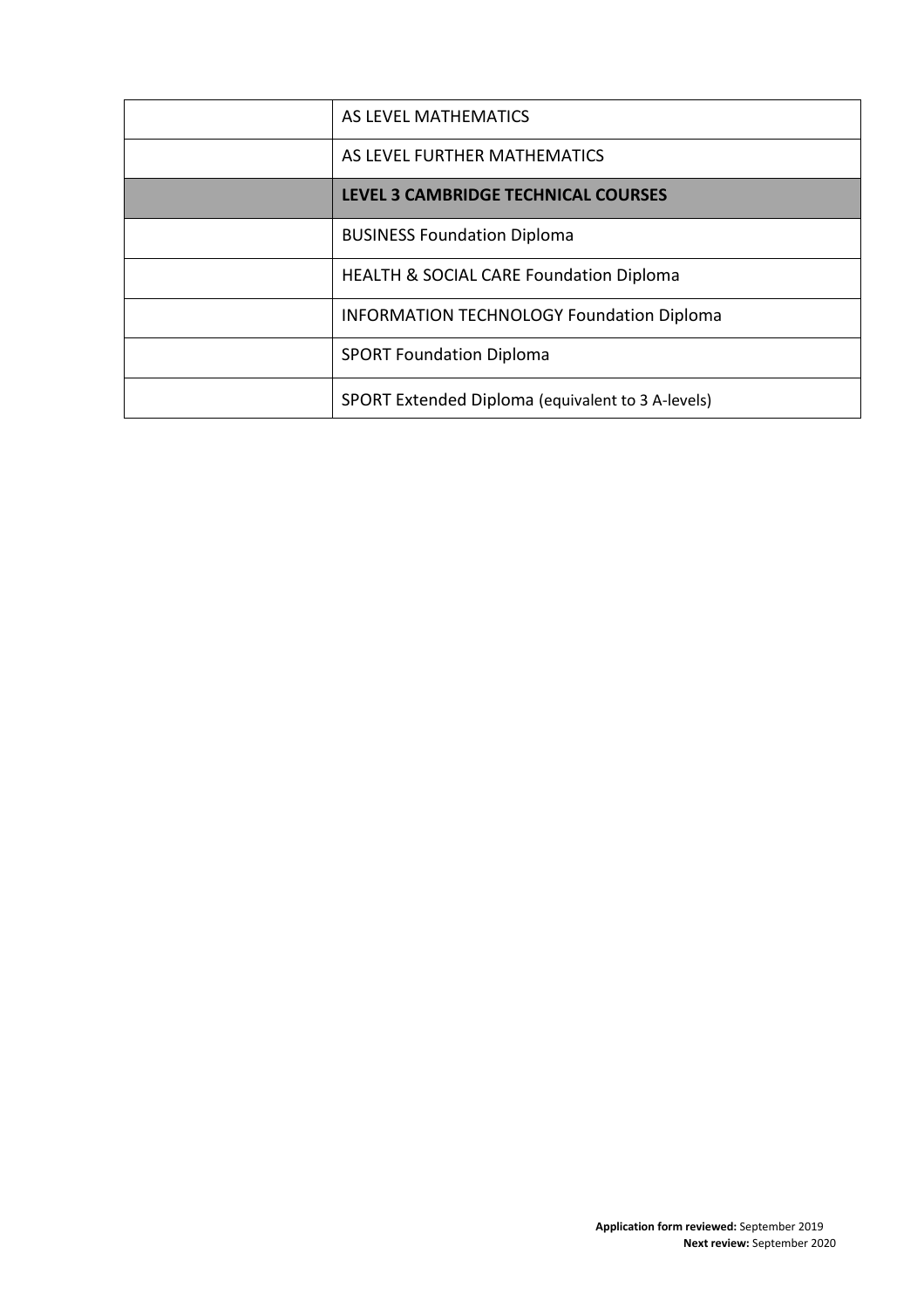| | |
|---|---|
| | AS LEVEL MATHEMATICS |
| | AS LEVEL FURTHER MATHEMATICS |
| | **LEVEL 3 CAMBRIDGE TECHNICAL COURSES** |
| | BUSINESS Foundation Diploma |
| | HEALTH & SOCIAL CARE Foundation Diploma |
| | INFORMATION TECHNOLOGY Foundation Diploma |
| | SPORT Foundation Diploma |
| | SPORT Extended Diploma (equivalent to 3 A-levels) |

**Application form reviewed:** September 2019
**Next review:** September 2020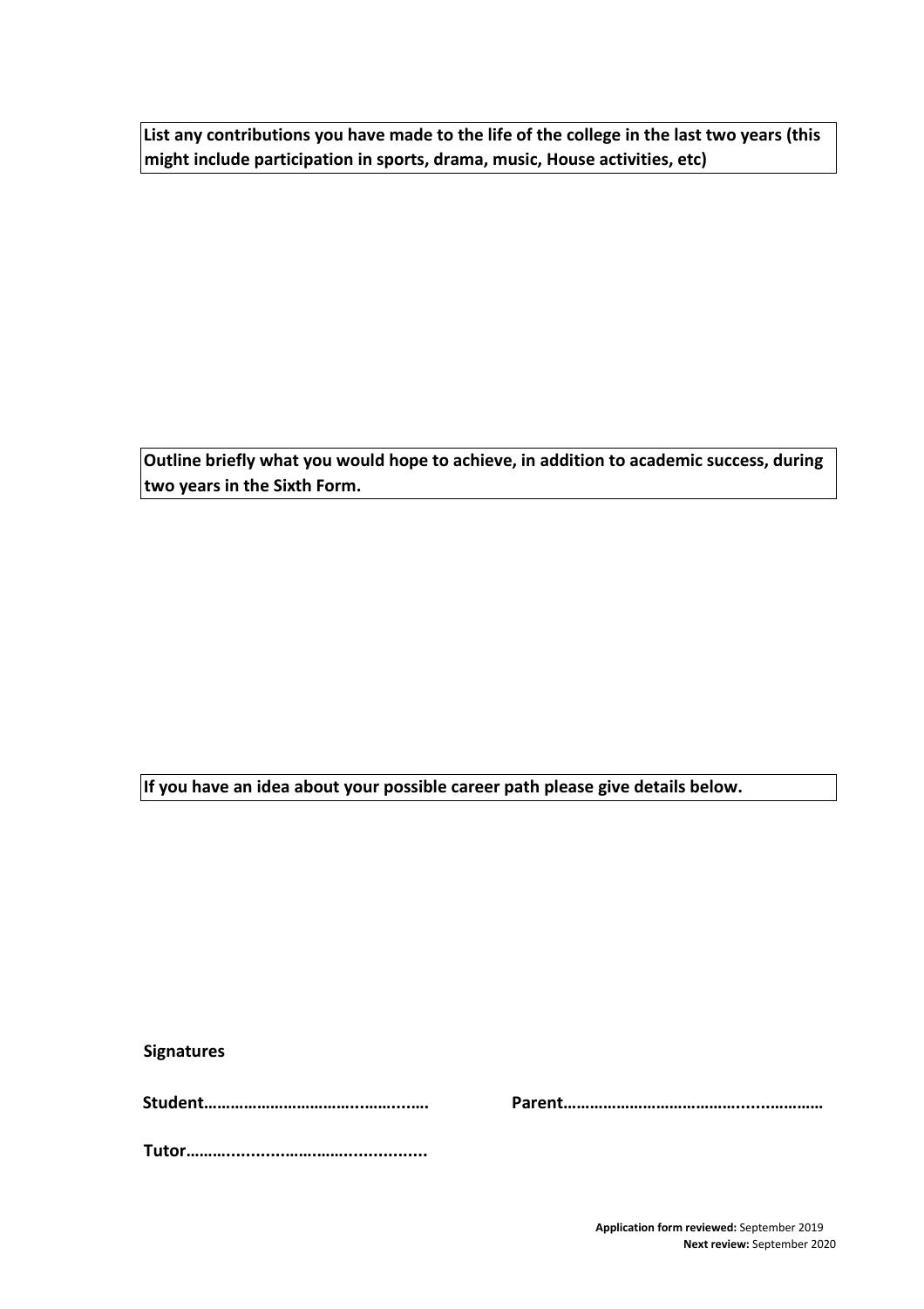**List any contributions you have made to the life of the college in the last two years (this might include participation in sports, drama, music, House activities, etc)**

**Outline briefly what you would hope to achieve, in addition to academic success, during two years in the Sixth Form.**

**If you have an idea about your possible career path please give details below.**

**Signatures**

**Student…………………………….……...….** **Parent……………………………….....…………**

**Tutor……...................……................**

**Application form reviewed:** September 2019
**Next review:** September 2020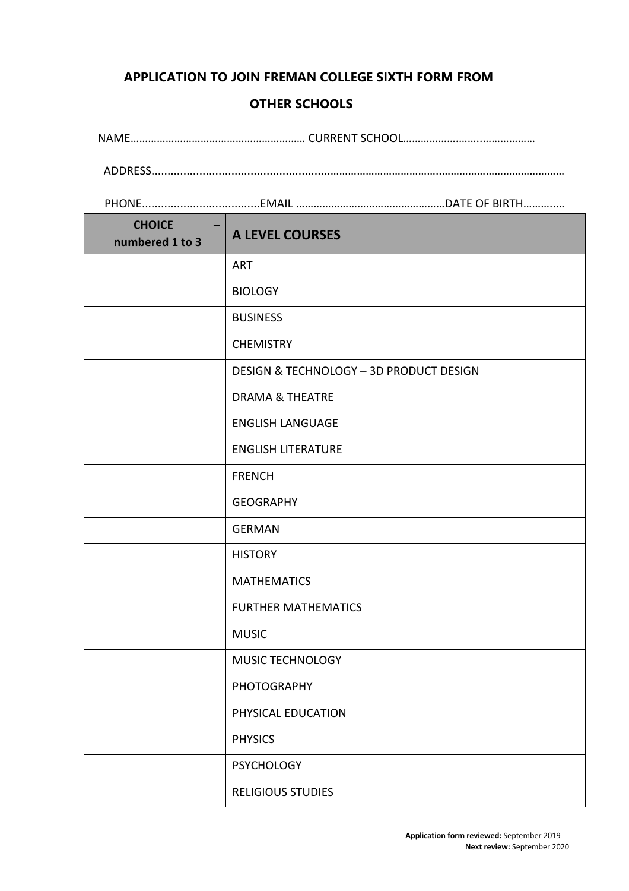**APPLICATION TO JOIN FREMAN COLLEGE SIXTH FORM FROM OTHER SCHOOLS**

NAME………………………………………………… CURRENT SCHOOL……………………..………………

ADDRESS.........................................................……………………………………………………………

PHONE.....................................EMAIL ……………………………………………DATE OF BIRTH…………

| CHOICE – numbered 1 to 3 | A LEVEL COURSES |
|---|---|
| | ART |
| | BIOLOGY |
| | BUSINESS |
| | CHEMISTRY |
| | DESIGN & TECHNOLOGY – 3D PRODUCT DESIGN |
| | DRAMA & THEATRE |
| | ENGLISH LANGUAGE |
| | ENGLISH LITERATURE |
| | FRENCH |
| | GEOGRAPHY |
| | GERMAN |
| | HISTORY |
| | MATHEMATICS |
| | FURTHER MATHEMATICS |
| | MUSIC |
| | MUSIC TECHNOLOGY |
| | PHOTOGRAPHY |
| | PHYSICAL EDUCATION |
| | PHYSICS |
| | PSYCHOLOGY |
| | RELIGIOUS STUDIES |

**Application form reviewed:** September 2019
**Next review:** September 2020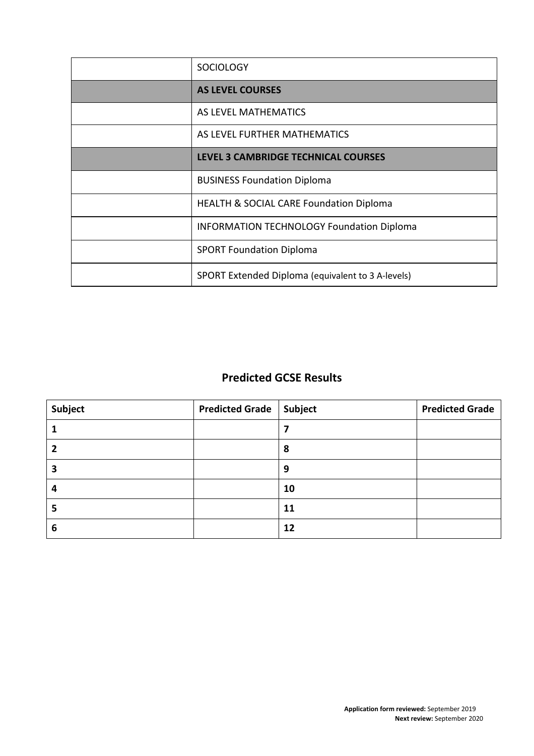| | |
|---|---|
| | SOCIOLOGY |
| | **AS LEVEL COURSES** |
| | AS LEVEL MATHEMATICS |
| | AS LEVEL FURTHER MATHEMATICS |
| | **LEVEL 3 CAMBRIDGE TECHNICAL COURSES** |
| | BUSINESS Foundation Diploma |
| | HEALTH & SOCIAL CARE Foundation Diploma |
| | INFORMATION TECHNOLOGY Foundation Diploma |
| | SPORT Foundation Diploma |
| | SPORT Extended Diploma (equivalent to 3 A-levels) |

## Predicted GCSE Results

| Subject | Predicted Grade | Subject | Predicted Grade |
|---|---|---|---|
| **1** | | **7** | |
| **2** | | **8** | |
| **3** | | **9** | |
| **4** | | **10** | |
| **5** | | **11** | |
| **6** | | **12** | |

**Application form reviewed:** September 2019
**Next review:** September 2020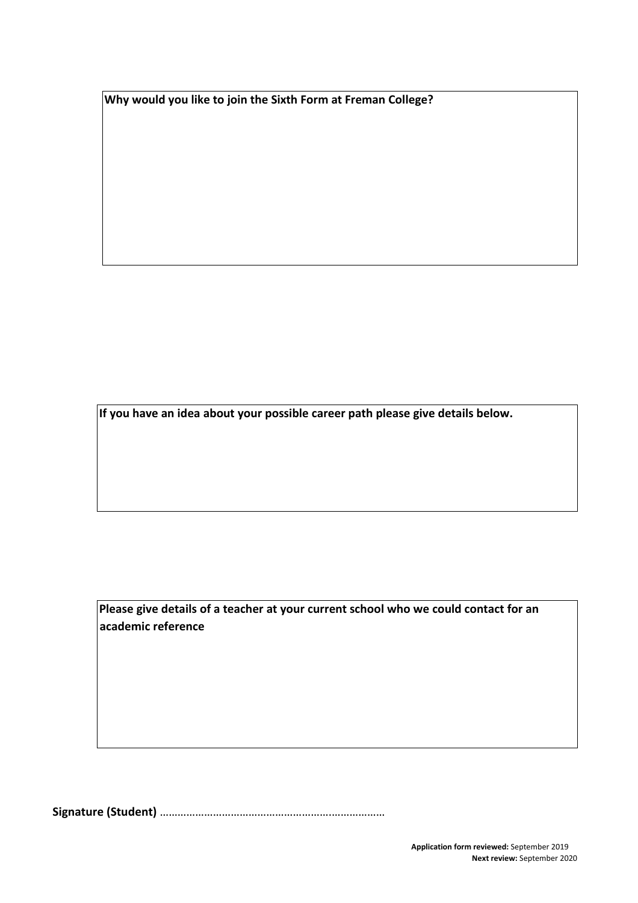**Why would you like to join the Sixth Form at Freman College?**

**If you have an idea about your possible career path please give details below.**

**Please give details of a teacher at your current school who we could contact for an academic reference**

**Signature (Student)** ……………………………………………………………………

**Application form reviewed:** September 2019
**Next review:** September 2020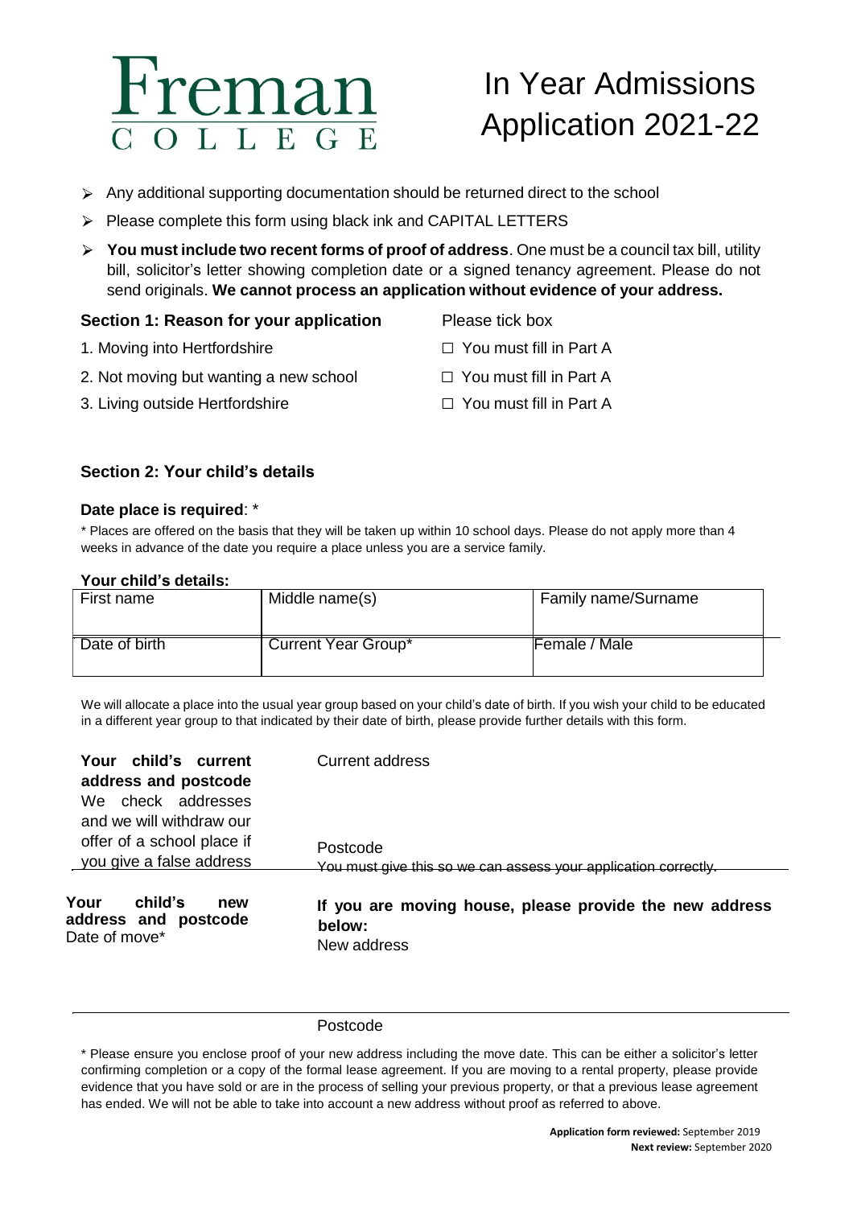# Freman College

# In Year Admissions Application 2021-22

- Any additional supporting documentation should be returned direct to the school
- Please complete this form using black ink and CAPITAL LETTERS
- **You must include two recent forms of proof of address**. One must be a council tax bill, utility bill, solicitor's letter showing completion date or a signed tenancy agreement. Please do not send originals. **We cannot process an application without evidence of your address.**

| **Section 1: Reason for your application** | Please tick box |
|---|---|
| 1. Moving into Hertfordshire | ☐ You must fill in Part A |
| 2. Not moving but wanting a new school | ☐ You must fill in Part A |
| 3. Living outside Hertfordshire | ☐ You must fill in Part A |

### Section 2: Your child's details

**Date place is required**: *

\* Places are offered on the basis that they will be taken up within 10 school days. Please do not apply more than 4 weeks in advance of the date you require a place unless you are a service family.

**Your child's details:**

| First name | Middle name(s) | Family name/Surname |
|---|---|---|
| Date of birth | Current Year Group* | Female / Male |

We will allocate a place into the usual year group based on your child's date of birth. If you wish your child to be educated in a different year group to that indicated by their date of birth, please provide further details with this form.

**Your child's current address and postcode**
We check addresses and we will withdraw our offer of a school place if you give a false address

Current address

Postcode
You must give this so we can assess your application correctly.

**Your child's new address and postcode**
Date of move*

**If you are moving house, please provide the new address below:**
New address

Postcode

\* Please ensure you enclose proof of your new address including the move date. This can be either a solicitor's letter confirming completion or a copy of the formal lease agreement. If you are moving to a rental property, please provide evidence that you have sold or are in the process of selling your previous property, or that a previous lease agreement has ended. We will not be able to take into account a new address without proof as referred to above.

**Application form reviewed:** September 2019
**Next review:** September 2020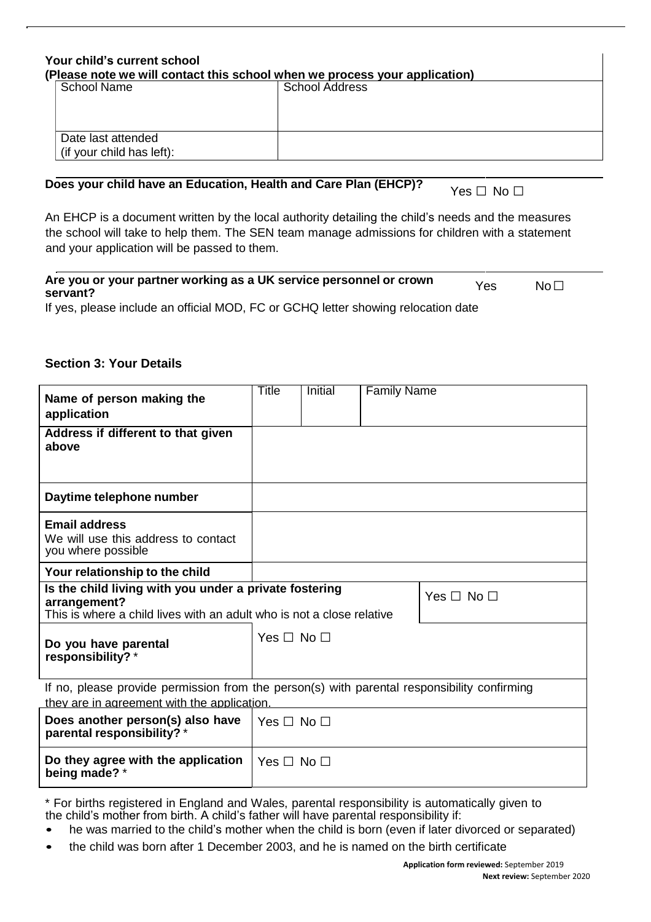**Your child's current school**
**(Please note we will contact this school when we process your application)**

| School Name | School Address |
|---|---|
| Date last attended (if your child has left): | |

**Does your child have an Education, Health and Care Plan (EHCP)?** Yes ☐ No ☐

An EHCP is a document written by the local authority detailing the child's needs and the measures the school will take to help them. The SEN team manage admissions for children with a statement and your application will be passed to them.

**Are you or your partner working as a UK service personnel or crown servant?** Yes No☐

If yes, please include an official MOD, FC or GCHQ letter showing relocation date

### Section 3: Your Details

| | | | |
|---|---|---|---|
| **Name of person making the application** | Title | Initial | Family Name |
| **Address if different to that given above** | | | |
| **Daytime telephone number** | | | |
| **Email address** We will use this address to contact you where possible | | | |
| **Your relationship to the child** | | | |
| **Is the child living with you under a private fostering arrangement?** This is where a child lives with an adult who is not a close relative | | | Yes ☐ No ☐ |
| **Do you have parental responsibility?** * | Yes ☐ No ☐ | | |
| If no, please provide permission from the person(s) with parental responsibility confirming they are in agreement with the application. | | | |
| **Does another person(s) also have parental responsibility?** * | Yes ☐ No ☐ | | |
| **Do they agree with the application being made?** * | Yes ☐ No ☐ | | |

* For births registered in England and Wales, parental responsibility is automatically given to the child's mother from birth. A child's father will have parental responsibility if:

- he was married to the child's mother when the child is born (even if later divorced or separated)
- the child was born after 1 December 2003, and he is named on the birth certificate

**Application form reviewed:** September 2019
**Next review:** September 2020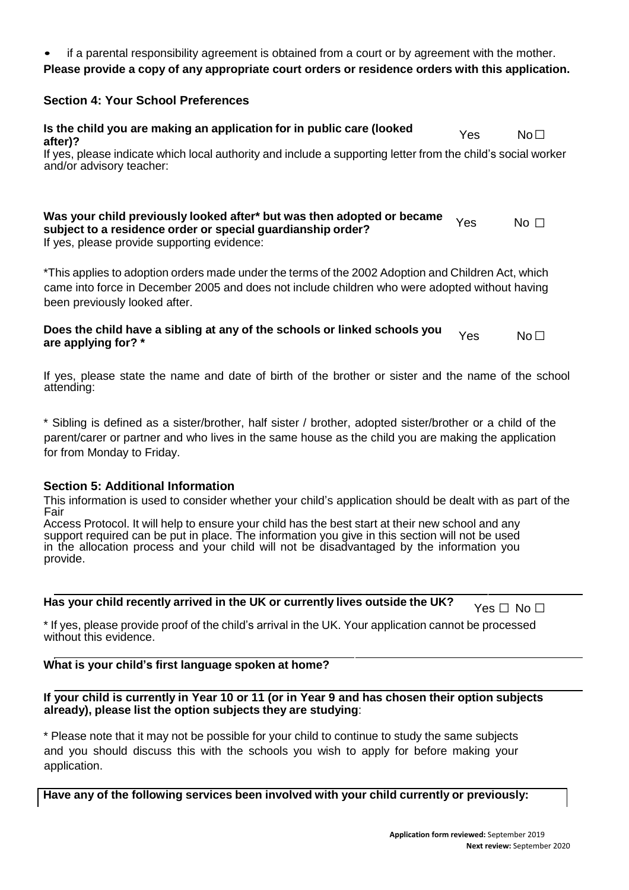- if a parental responsibility agreement is obtained from a court or by agreement with the mother.

**Please provide a copy of any appropriate court orders or residence orders with this application.**

### Section 4: Your School Preferences

**Is the child you are making an application for in public care (looked after)?** Yes No ☐

If yes, please indicate which local authority and include a supporting letter from the child's social worker and/or advisory teacher:

**Was your child previously looked after* but was then adopted or became subject to a residence order or special guardianship order?** Yes No ☐

If yes, please provide supporting evidence:

*This applies to adoption orders made under the terms of the 2002 Adoption and Children Act, which came into force in December 2005 and does not include children who were adopted without having been previously looked after.

**Does the child have a sibling at any of the schools or linked schools you are applying for? *** Yes No ☐

If yes, please state the name and date of birth of the brother or sister and the name of the school attending:

* Sibling is defined as a sister/brother, half sister / brother, adopted sister/brother or a child of the parent/carer or partner and who lives in the same house as the child you are making the application for from Monday to Friday.

### Section 5: Additional Information

This information is used to consider whether your child's application should be dealt with as part of the Fair Access Protocol. It will help to ensure your child has the best start at their new school and any support required can be put in place. The information you give in this section will not be used in the allocation process and your child will not be disadvantaged by the information you provide.

**Has your child recently arrived in the UK or currently lives outside the UK?** Yes ☐ No ☐

* If yes, please provide proof of the child's arrival in the UK. Your application cannot be processed without this evidence.

**What is your child's first language spoken at home?**

**If your child is currently in Year 10 or 11 (or in Year 9 and has chosen their option subjects already), please list the option subjects they are studying**:

* Please note that it may not be possible for your child to continue to study the same subjects and you should discuss this with the schools you wish to apply for before making your application.

**Have any of the following services been involved with your child currently or previously:**

**Application form reviewed:** September 2019
**Next review:** September 2020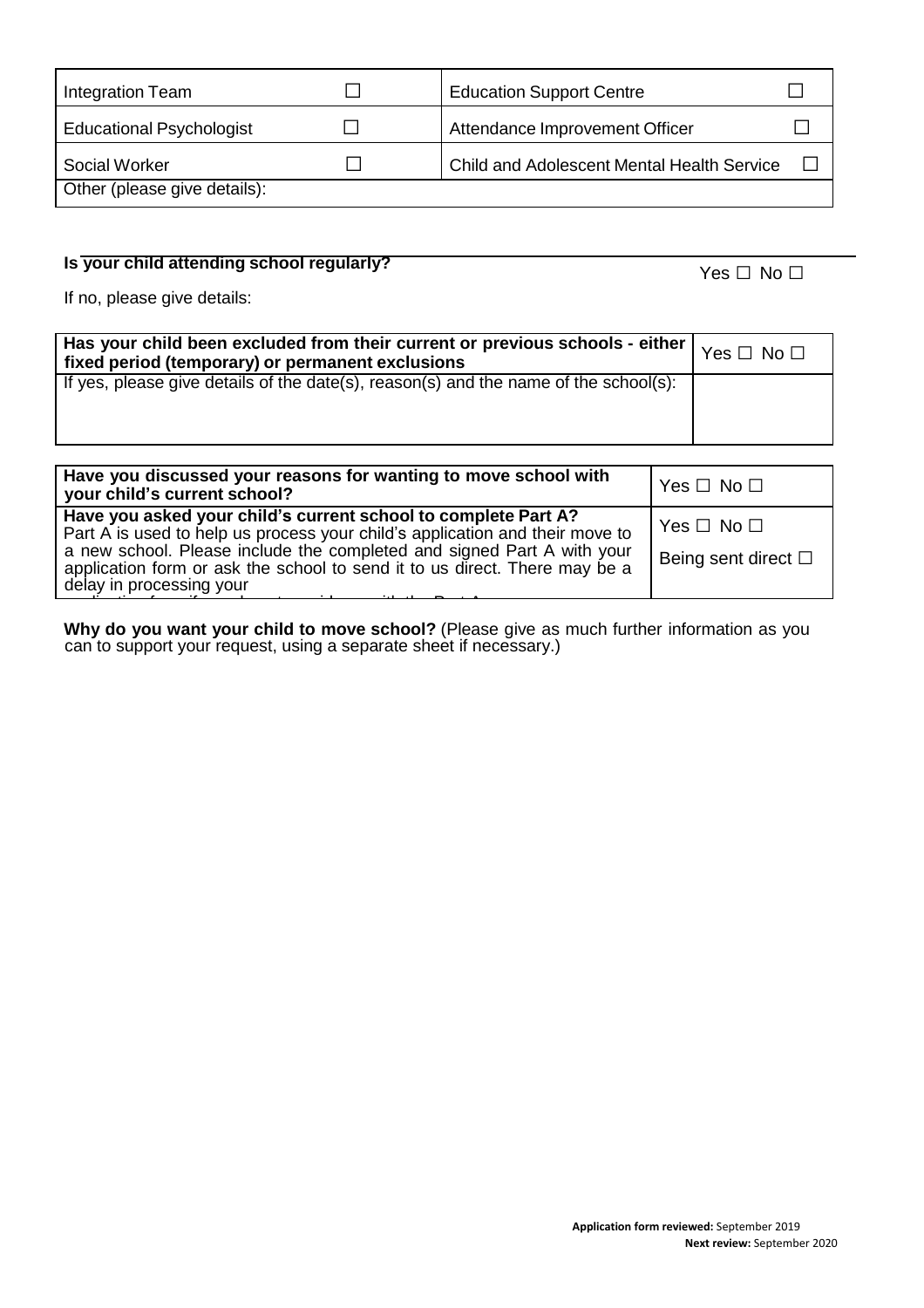| Integration Team | ☐ | Education Support Centre | ☐ |
|---|---|---|---|
| Educational Psychologist | ☐ | Attendance Improvement Officer | ☐ |
| Social Worker | ☐ | Child and Adolescent Mental Health Service | ☐ |
| Other (please give details): | | | |

**Is your child attending school regularly?** Yes ☐ No ☐

If no, please give details:

| **Has your child been excluded from their current or previous schools - either fixed period (temporary) or permanent exclusions** | Yes ☐ No ☐ |
|---|---|
| If yes, please give details of the date(s), reason(s) and the name of the school(s): | |

| **Have you discussed your reasons for wanting to move school with your child's current school?** | Yes ☐ No ☐ |
|---|---|
| **Have you asked your child's current school to complete Part A?** Part A is used to help us process your child's application and their move to a new school. Please include the completed and signed Part A with your application form or ask the school to send it to us direct. There may be a delay in processing your | Yes ☐ No ☐<br>Being sent direct ☐ |

**Why do you want your child to move school?** (Please give as much further information as you can to support your request, using a separate sheet if necessary.)

**Application form reviewed:** September 2019
**Next review:** September 2020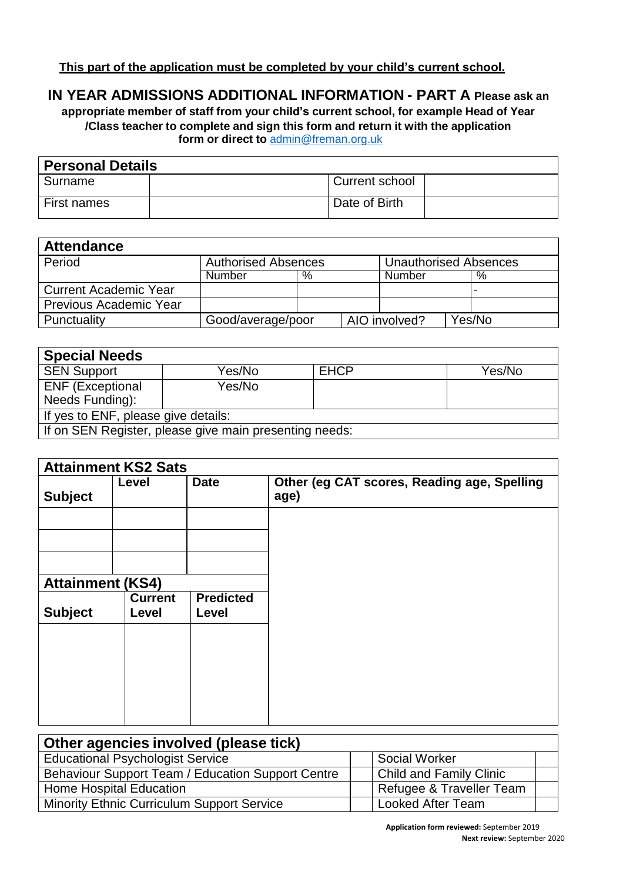**This part of the application must be completed by your child's current school.**

## IN YEAR ADMISSIONS ADDITIONAL INFORMATION - PART A

**Please ask an appropriate member of staff from your child's current school, for example Head of Year /Class teacher to complete and sign this form and return it with the application form or direct to** admin@freman.org.uk

| **Personal Details** | | | |
|---|---|---|---|
| Surname | | Current school | |
| First names | | Date of Birth | |

| **Attendance** | | | | |
|---|---|---|---|---|
| Period | Authorised Absences | | Unauthorised Absences | |
| | Number | % | Number | % |
| Current Academic Year | | | | - |
| Previous Academic Year | | | | |
| Punctuality | Good/average/poor | AIO involved? | Yes/No | |

| **Special Needs** | | | |
|---|---|---|---|
| SEN Support | Yes/No | EHCP | Yes/No |
| ENF (Exceptional Needs Funding): | Yes/No | | |
| If yes to ENF, please give details: | | | |
| If on SEN Register, please give main presenting needs: | | | |

| **Attainment KS2 Sats** | | | |
|---|---|---|---|
| **Subject** | **Level** | **Date** | **Other (eg CAT scores, Reading age, Spelling age)** |
| | | | |
| | | | |
| | | | |
| **Attainment (KS4)** | | | |
| **Subject** | **Current Level** | **Predicted Level** | |
| | | | |

| **Other agencies involved (please tick)** | | | |
|---|---|---|---|
| Educational Psychologist Service | | Social Worker | |
| Behaviour Support Team / Education Support Centre | | Child and Family Clinic | |
| Home Hospital Education | | Refugee & Traveller Team | |
| Minority Ethnic Curriculum Support Service | | Looked After Team | |

**Application form reviewed:** September 2019
**Next review:** September 2020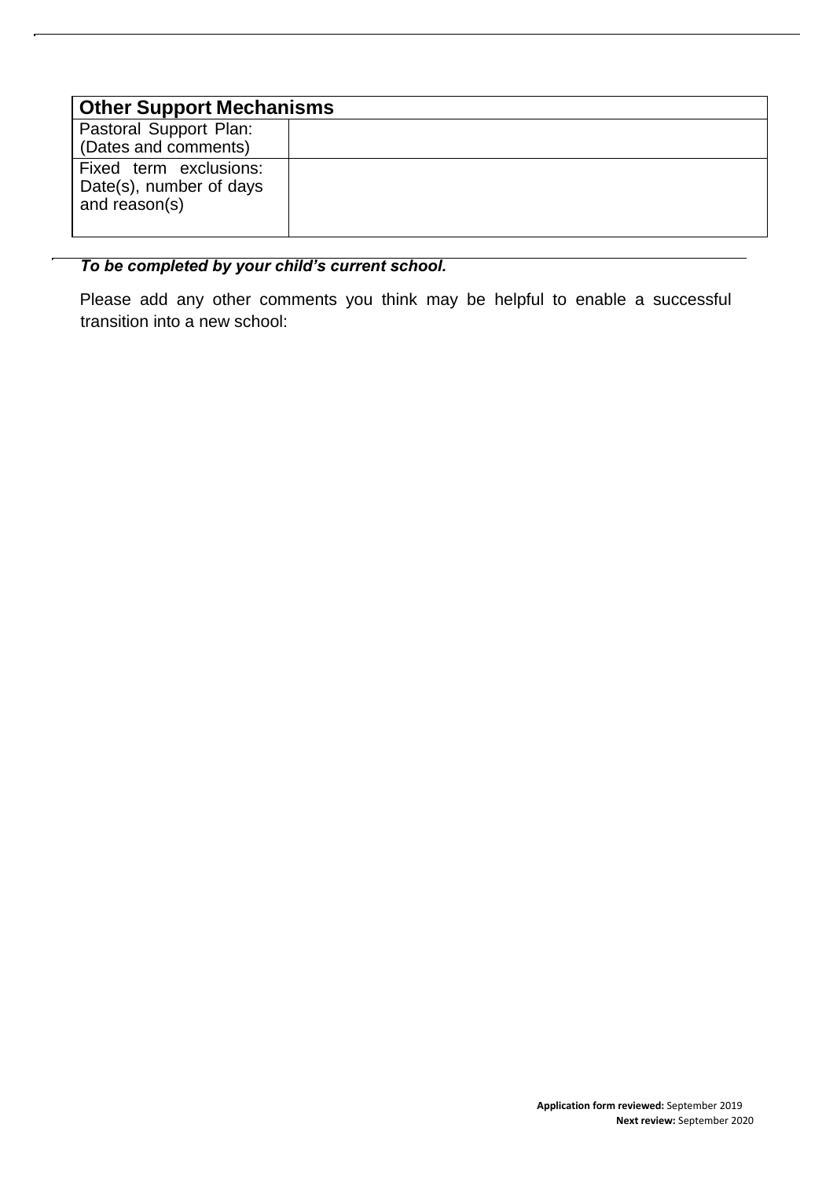| Other Support Mechanisms | |
| --- | --- |
| Pastoral Support Plan: (Dates and comments) | |
| Fixed term exclusions: Date(s), number of days and reason(s) | |

***To be completed by your child's current school.***

Please add any other comments you think may be helpful to enable a successful transition into a new school:

**Application form reviewed:** September 2019
**Next review:** September 2020